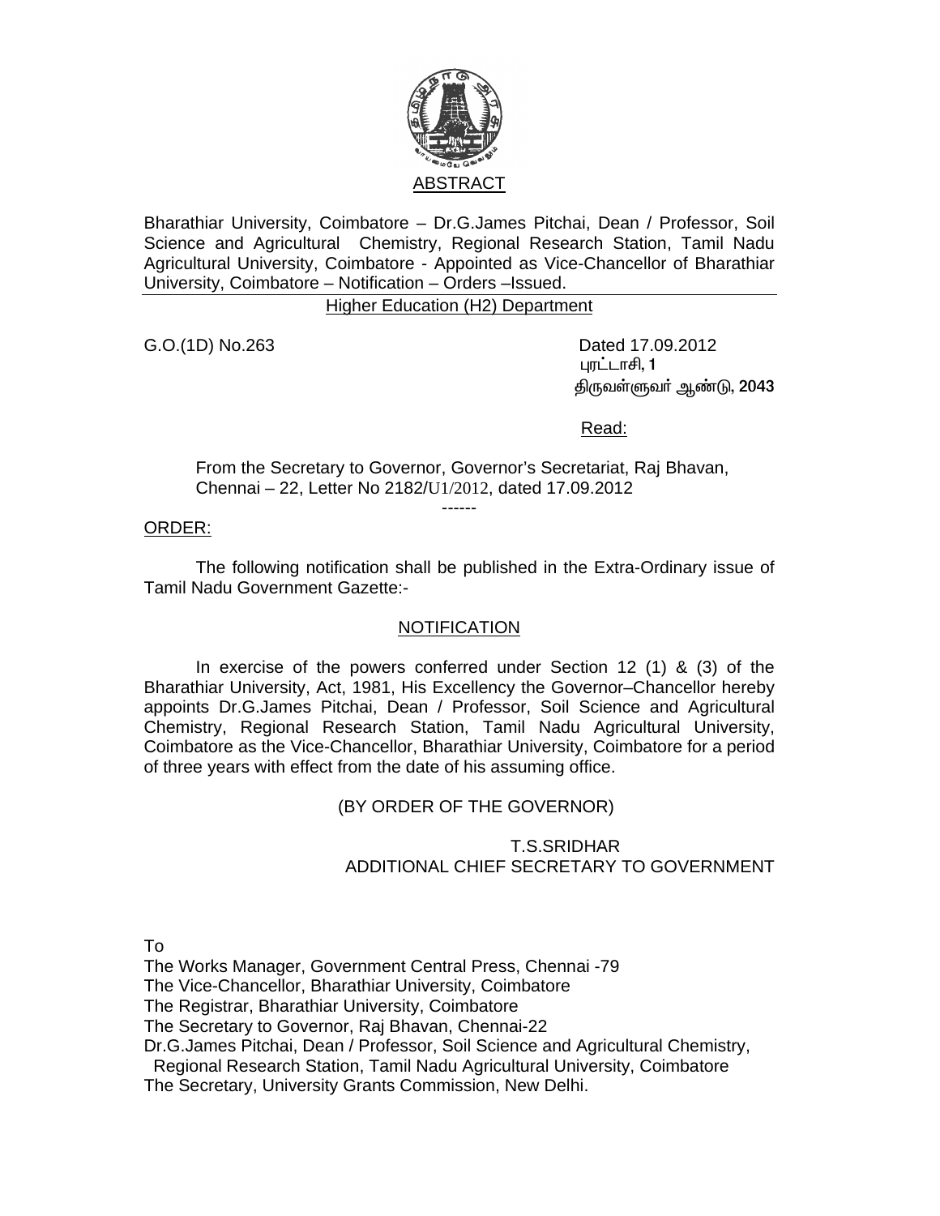# ABSTRACT

Bharathiar University, Coimbatore – Dr.G.James Pitchai, Dean / Professor, Soil Science and Agricultural Chemistry, Regional Research Station, Tamil Nadu Agricultural University, Coimbatore - Appointed as Vice-Chancellor of Bharathiar University, Coimbatore – Notification – Orders –Issued.

Higher Education (H2) Department

G.O.(1D) No.263

Dated 17.09.2012
புரட்டாசி, 1
திருவள்ளுவர் ஆண்டு, 2043

Read:

From the Secretary to Governor, Governor's Secretariat, Raj Bhavan, Chennai – 22, Letter No 2182/U1/2012, dated 17.09.2012

------

ORDER:

The following notification shall be published in the Extra-Ordinary issue of Tamil Nadu Government Gazette:-

## NOTIFICATION

In exercise of the powers conferred under Section 12 (1) & (3) of the Bharathiar University, Act, 1981, His Excellency the Governor–Chancellor hereby appoints Dr.G.James Pitchai, Dean / Professor, Soil Science and Agricultural Chemistry, Regional Research Station, Tamil Nadu Agricultural University, Coimbatore as the Vice-Chancellor, Bharathiar University, Coimbatore for a period of three years with effect from the date of his assuming office.

(BY ORDER OF THE GOVERNOR)

T.S.SRIDHAR
ADDITIONAL CHIEF SECRETARY TO GOVERNMENT

To
The Works Manager, Government Central Press, Chennai -79
The Vice-Chancellor, Bharathiar University, Coimbatore
The Registrar, Bharathiar University, Coimbatore
The Secretary to Governor, Raj Bhavan, Chennai-22
Dr.G.James Pitchai, Dean / Professor, Soil Science and Agricultural Chemistry, Regional Research Station, Tamil Nadu Agricultural University, Coimbatore
The Secretary, University Grants Commission, New Delhi.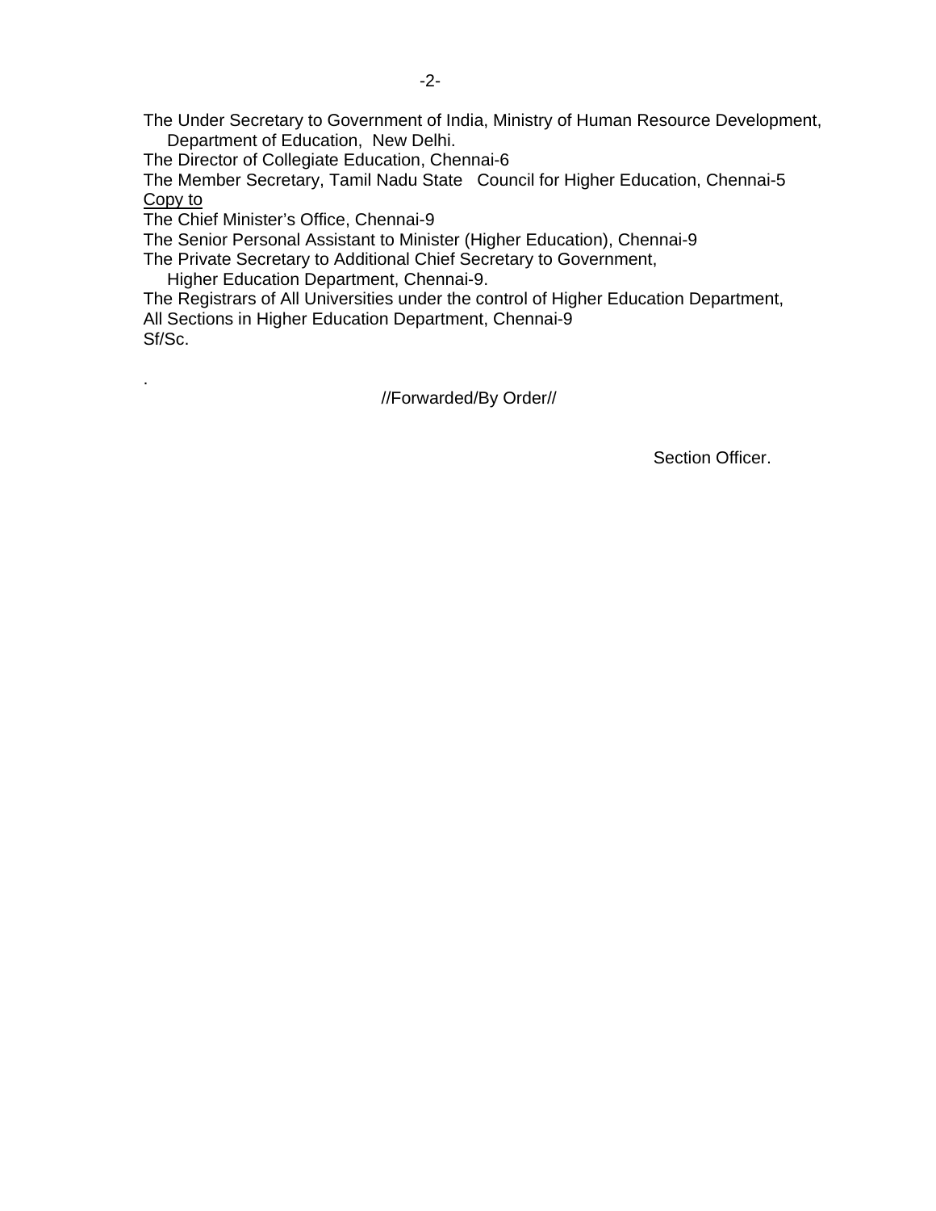The Under Secretary to Government of India, Ministry of Human Resource Development,
Department of Education, New Delhi.
The Director of Collegiate Education, Chennai-6
The Member Secretary, Tamil Nadu State Council for Higher Education, Chennai-5

<u>Copy to</u>

The Chief Minister's Office, Chennai-9
The Senior Personal Assistant to Minister (Higher Education), Chennai-9
The Private Secretary to Additional Chief Secretary to Government,
Higher Education Department, Chennai-9.
The Registrars of All Universities under the control of Higher Education Department,
All Sections in Higher Education Department, Chennai-9
Sf/Sc.

.

//Forwarded/By Order//

Section Officer.